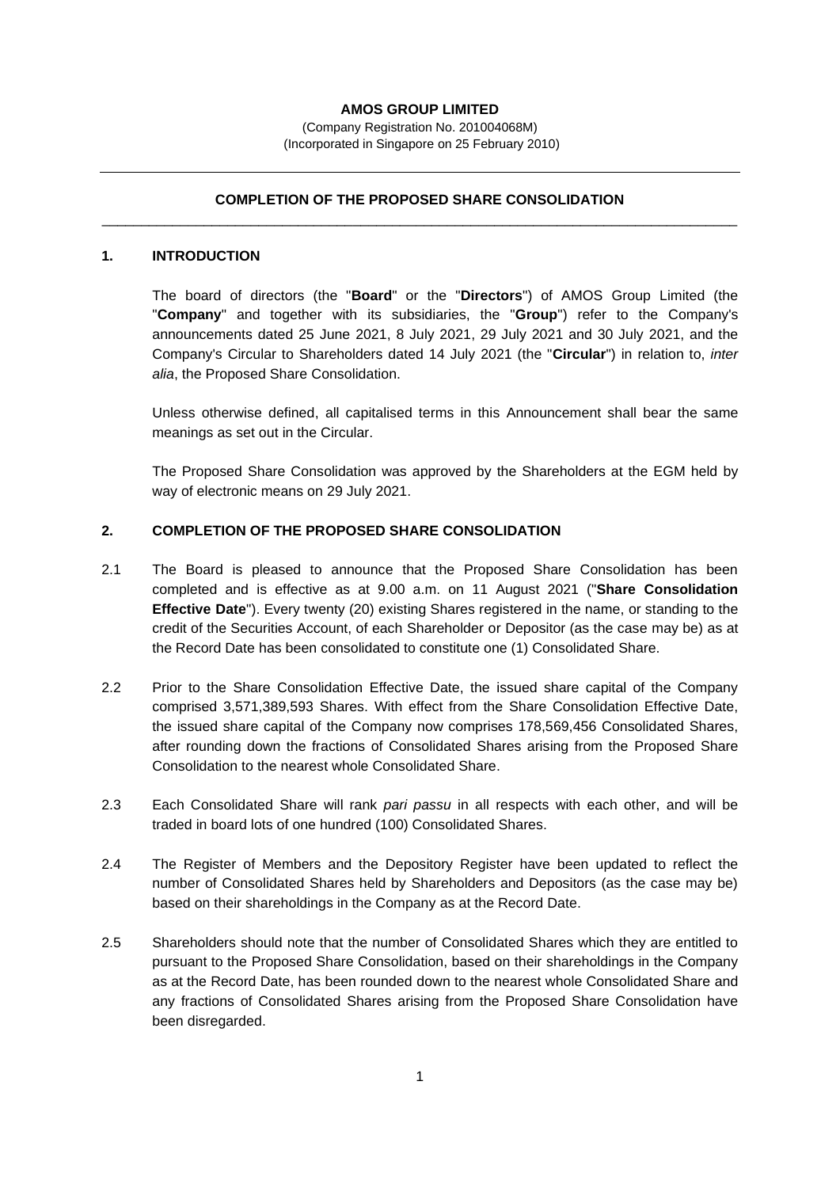**AMOS GROUP LIMITED**

(Company Registration No. 201004068M)
(Incorporated in Singapore on 25 February 2010)

---

## COMPLETION OF THE PROPOSED SHARE CONSOLIDATION

---

### 1. INTRODUCTION

The board of directors (the "**Board**" or the "**Directors**") of AMOS Group Limited (the "**Company**" and together with its subsidiaries, the "**Group**") refer to the Company's announcements dated 25 June 2021, 8 July 2021, 29 July 2021 and 30 July 2021, and the Company's Circular to Shareholders dated 14 July 2021 (the "**Circular**") in relation to, *inter alia*, the Proposed Share Consolidation.

Unless otherwise defined, all capitalised terms in this Announcement shall bear the same meanings as set out in the Circular.

The Proposed Share Consolidation was approved by the Shareholders at the EGM held by way of electronic means on 29 July 2021.

### 2. COMPLETION OF THE PROPOSED SHARE CONSOLIDATION

2.1 The Board is pleased to announce that the Proposed Share Consolidation has been completed and is effective as at 9.00 a.m. on 11 August 2021 ("**Share Consolidation Effective Date**"). Every twenty (20) existing Shares registered in the name, or standing to the credit of the Securities Account, of each Shareholder or Depositor (as the case may be) as at the Record Date has been consolidated to constitute one (1) Consolidated Share.

2.2 Prior to the Share Consolidation Effective Date, the issued share capital of the Company comprised 3,571,389,593 Shares. With effect from the Share Consolidation Effective Date, the issued share capital of the Company now comprises 178,569,456 Consolidated Shares, after rounding down the fractions of Consolidated Shares arising from the Proposed Share Consolidation to the nearest whole Consolidated Share.

2.3 Each Consolidated Share will rank *pari passu* in all respects with each other, and will be traded in board lots of one hundred (100) Consolidated Shares.

2.4 The Register of Members and the Depository Register have been updated to reflect the number of Consolidated Shares held by Shareholders and Depositors (as the case may be) based on their shareholdings in the Company as at the Record Date.

2.5 Shareholders should note that the number of Consolidated Shares which they are entitled to pursuant to the Proposed Share Consolidation, based on their shareholdings in the Company as at the Record Date, has been rounded down to the nearest whole Consolidated Share and any fractions of Consolidated Shares arising from the Proposed Share Consolidation have been disregarded.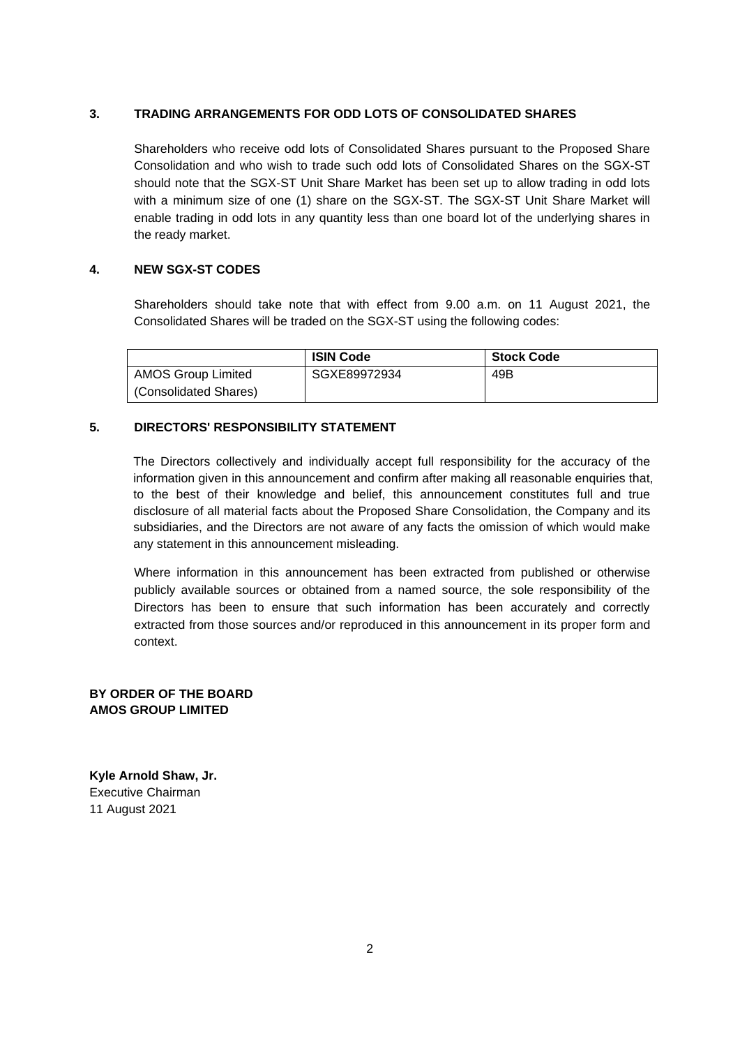## 3. TRADING ARRANGEMENTS FOR ODD LOTS OF CONSOLIDATED SHARES

Shareholders who receive odd lots of Consolidated Shares pursuant to the Proposed Share Consolidation and who wish to trade such odd lots of Consolidated Shares on the SGX-ST should note that the SGX-ST Unit Share Market has been set up to allow trading in odd lots with a minimum size of one (1) share on the SGX-ST. The SGX-ST Unit Share Market will enable trading in odd lots in any quantity less than one board lot of the underlying shares in the ready market.

## 4. NEW SGX-ST CODES

Shareholders should take note that with effect from 9.00 a.m. on 11 August 2021, the Consolidated Shares will be traded on the SGX-ST using the following codes:

| | ISIN Code | Stock Code |
|---|---|---|
| AMOS Group Limited (Consolidated Shares) | SGXE89972934 | 49B |

## 5. DIRECTORS' RESPONSIBILITY STATEMENT

The Directors collectively and individually accept full responsibility for the accuracy of the information given in this announcement and confirm after making all reasonable enquiries that, to the best of their knowledge and belief, this announcement constitutes full and true disclosure of all material facts about the Proposed Share Consolidation, the Company and its subsidiaries, and the Directors are not aware of any facts the omission of which would make any statement in this announcement misleading.

Where information in this announcement has been extracted from published or otherwise publicly available sources or obtained from a named source, the sole responsibility of the Directors has been to ensure that such information has been accurately and correctly extracted from those sources and/or reproduced in this announcement in its proper form and context.

**BY ORDER OF THE BOARD**
**AMOS GROUP LIMITED**

**Kyle Arnold Shaw, Jr.**
Executive Chairman
11 August 2021